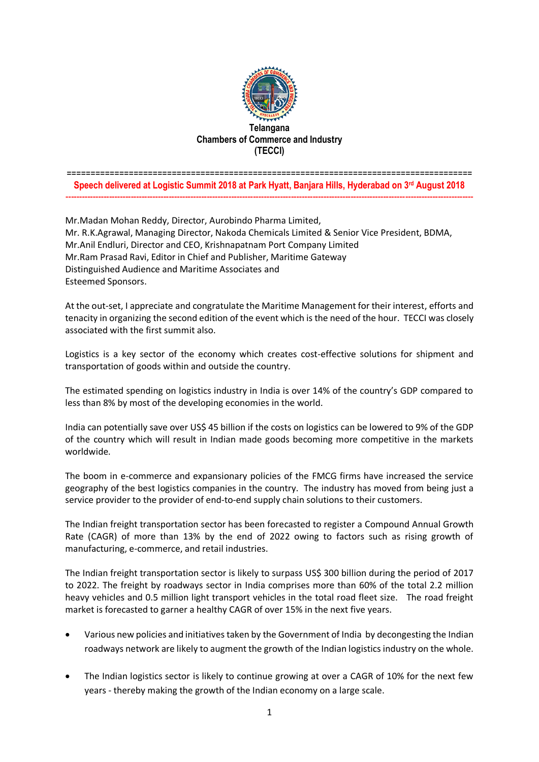**Telangana**
**Chambers of Commerce and Industry**
**(TECCI)**

## Speech delivered at Logistic Summit 2018 at Park Hyatt, Banjara Hills, Hyderabad on 3rd August 2018

Mr.Madan Mohan Reddy, Director, Aurobindo Pharma Limited,
Mr. R.K.Agrawal, Managing Director, Nakoda Chemicals Limited & Senior Vice President, BDMA,
Mr.Anil Endluri, Director and CEO, Krishnapatnam Port Company Limited
Mr.Ram Prasad Ravi, Editor in Chief and Publisher, Maritime Gateway
Distinguished Audience and Maritime Associates and
Esteemed Sponsors.

At the out-set, I appreciate and congratulate the Maritime Management for their interest, efforts and tenacity in organizing the second edition of the event which is the need of the hour. TECCI was closely associated with the first summit also.

Logistics is a key sector of the economy which creates cost-effective solutions for shipment and transportation of goods within and outside the country.

The estimated spending on logistics industry in India is over 14% of the country's GDP compared to less than 8% by most of the developing economies in the world.

India can potentially save over US$ 45 billion if the costs on logistics can be lowered to 9% of the GDP of the country which will result in Indian made goods becoming more competitive in the markets worldwide.

The boom in e-commerce and expansionary policies of the FMCG firms have increased the service geography of the best logistics companies in the country. The industry has moved from being just a service provider to the provider of end-to-end supply chain solutions to their customers.

The Indian freight transportation sector has been forecasted to register a Compound Annual Growth Rate (CAGR) of more than 13% by the end of 2022 owing to factors such as rising growth of manufacturing, e-commerce, and retail industries.

The Indian freight transportation sector is likely to surpass US$ 300 billion during the period of 2017 to 2022. The freight by roadways sector in India comprises more than 60% of the total 2.2 million heavy vehicles and 0.5 million light transport vehicles in the total road fleet size. The road freight market is forecasted to garner a healthy CAGR of over 15% in the next five years.

- Various new policies and initiatives taken by the Government of India by decongesting the Indian roadways network are likely to augment the growth of the Indian logistics industry on the whole.

- The Indian logistics sector is likely to continue growing at over a CAGR of 10% for the next few years - thereby making the growth of the Indian economy on a large scale.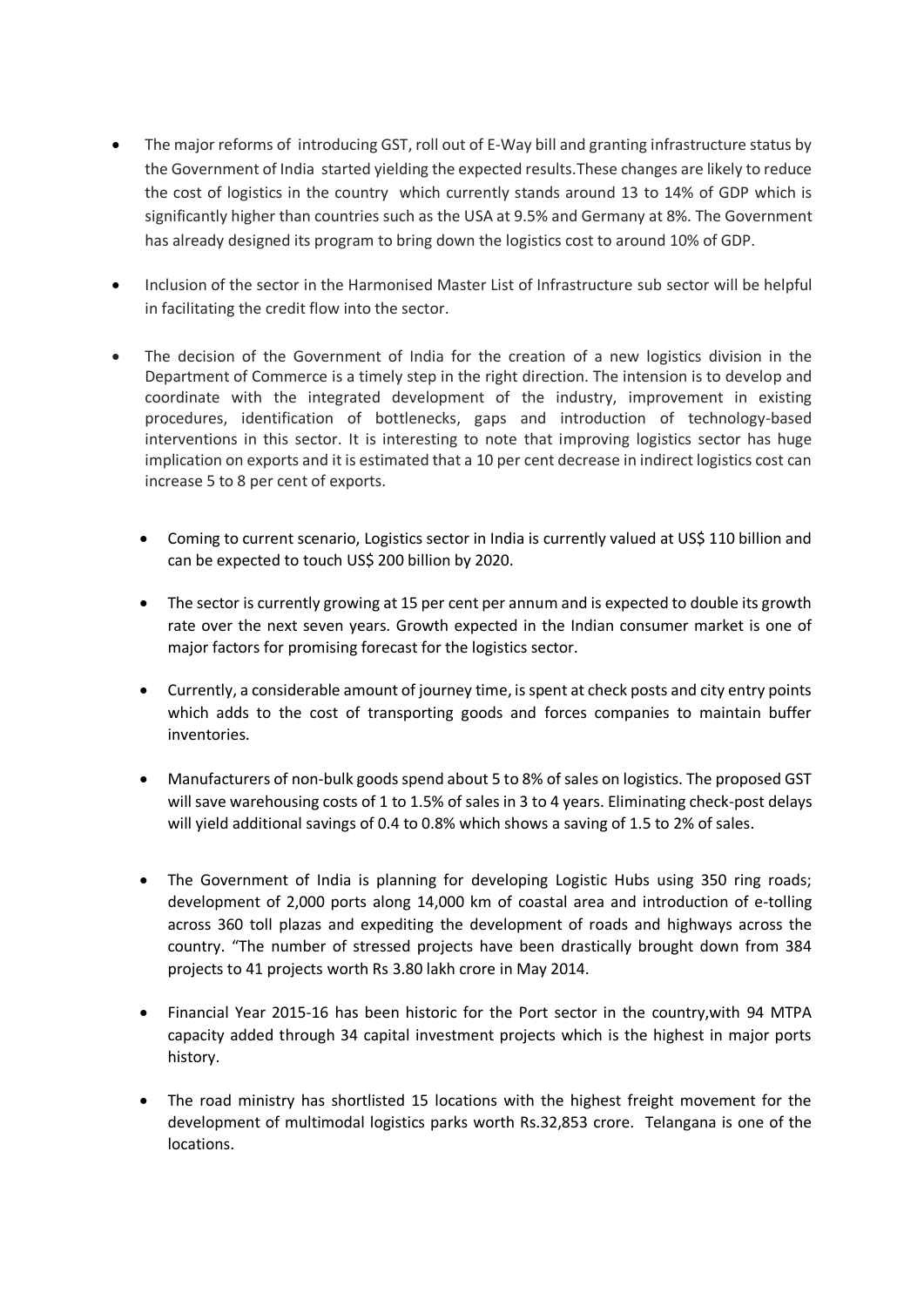- The major reforms of introducing GST, roll out of E-Way bill and granting infrastructure status by the Government of India started yielding the expected results.These changes are likely to reduce the cost of logistics in the country which currently stands around 13 to 14% of GDP which is significantly higher than countries such as the USA at 9.5% and Germany at 8%. The Government has already designed its program to bring down the logistics cost to around 10% of GDP.

- Inclusion of the sector in the Harmonised Master List of Infrastructure sub sector will be helpful in facilitating the credit flow into the sector.

- The decision of the Government of India for the creation of a new logistics division in the Department of Commerce is a timely step in the right direction. The intension is to develop and coordinate with the integrated development of the industry, improvement in existing procedures, identification of bottlenecks, gaps and introduction of technology-based interventions in this sector. It is interesting to note that improving logistics sector has huge implication on exports and it is estimated that a 10 per cent decrease in indirect logistics cost can increase 5 to 8 per cent of exports.

  - Coming to current scenario, Logistics sector in India is currently valued at US$ 110 billion and can be expected to touch US$ 200 billion by 2020.

  - The sector is currently growing at 15 per cent per annum and is expected to double its growth rate over the next seven years. Growth expected in the Indian consumer market is one of major factors for promising forecast for the logistics sector.

  - Currently, a considerable amount of journey time, is spent at check posts and city entry points which adds to the cost of transporting goods and forces companies to maintain buffer inventories.

  - Manufacturers of non-bulk goods spend about 5 to 8% of sales on logistics. The proposed GST will save warehousing costs of 1 to 1.5% of sales in 3 to 4 years. Eliminating check-post delays will yield additional savings of 0.4 to 0.8% which shows a saving of 1.5 to 2% of sales.

  - The Government of India is planning for developing Logistic Hubs using 350 ring roads; development of 2,000 ports along 14,000 km of coastal area and introduction of e-tolling across 360 toll plazas and expediting the development of roads and highways across the country. "The number of stressed projects have been drastically brought down from 384 projects to 41 projects worth Rs 3.80 lakh crore in May 2014.

  - Financial Year 2015-16 has been historic for the Port sector in the country,with 94 MTPA capacity added through 34 capital investment projects which is the highest in major ports history.

  - The road ministry has shortlisted 15 locations with the highest freight movement for the development of multimodal logistics parks worth Rs.32,853 crore. Telangana is one of the locations.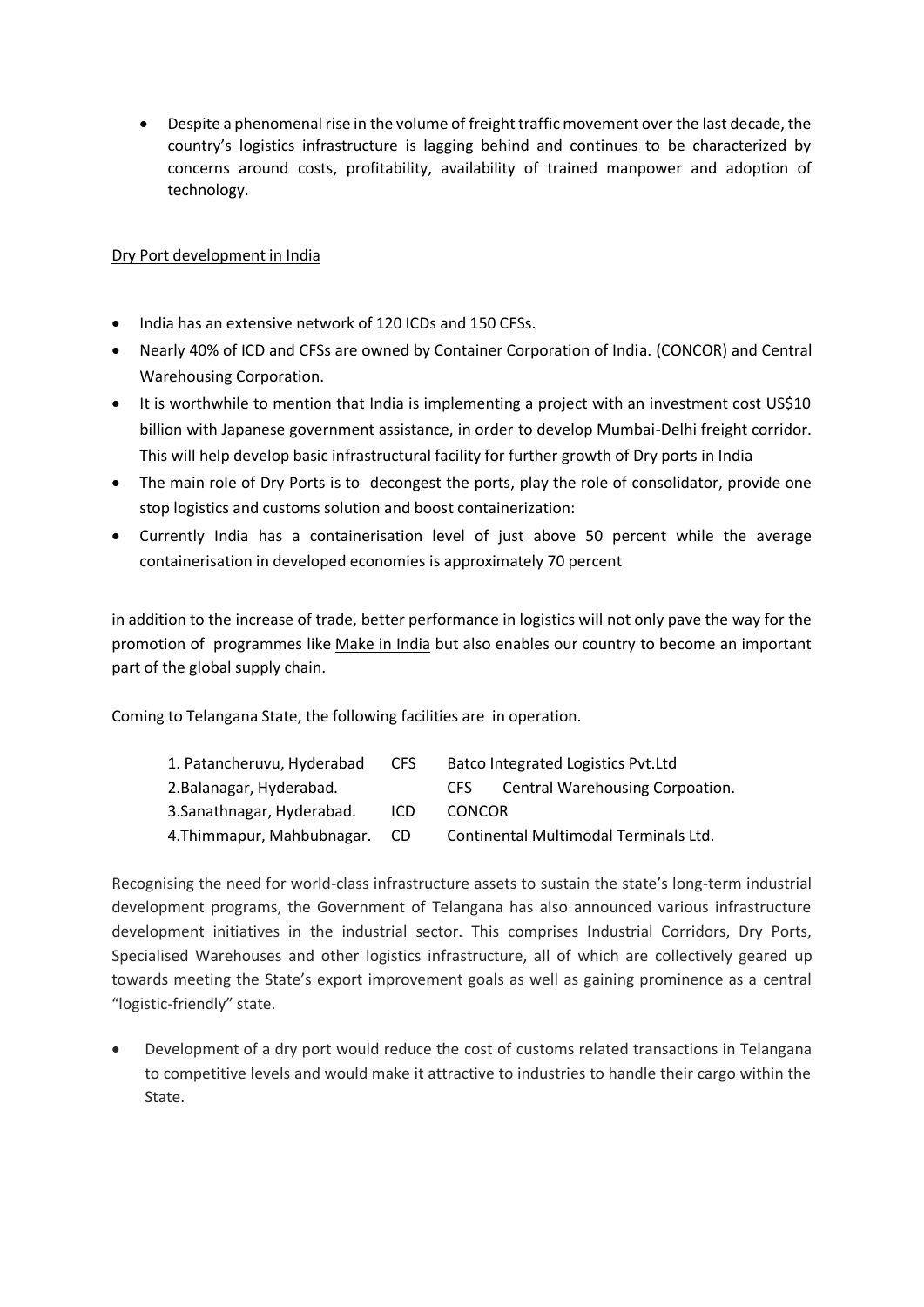- Despite a phenomenal rise in the volume of freight traffic movement over the last decade, the country's logistics infrastructure is lagging behind and continues to be characterized by concerns around costs, profitability, availability of trained manpower and adoption of technology.

Dry Port development in India

- India has an extensive network of 120 ICDs and 150 CFSs.
- Nearly 40% of ICD and CFSs are owned by Container Corporation of India. (CONCOR) and Central Warehousing Corporation.
- It is worthwhile to mention that India is implementing a project with an investment cost US$10 billion with Japanese government assistance, in order to develop Mumbai-Delhi freight corridor. This will help develop basic infrastructural facility for further growth of Dry ports in India
- The main role of Dry Ports is to decongest the ports, play the role of consolidator, provide one stop logistics and customs solution and boost containerization:
- Currently India has a containerisation level of just above 50 percent while the average containerisation in developed economies is approximately 70 percent

in addition to the increase of trade, better performance in logistics will not only pave the way for the promotion of programmes like Make in India but also enables our country to become an important part of the global supply chain.

Coming to Telangana State, the following facilities are in operation.

| | | |
|---|---|---|
| 1. Patancheruvu, Hyderabad | CFS | Batco Integrated Logistics Pvt.Ltd |
| 2.Balanagar, Hyderabad. | CFS | Central Warehousing Corpoation. |
| 3.Sanathnagar, Hyderabad. | ICD | CONCOR |
| 4.Thimmapur, Mahbubnagar. | CD | Continental Multimodal Terminals Ltd. |

Recognising the need for world-class infrastructure assets to sustain the state's long-term industrial development programs, the Government of Telangana has also announced various infrastructure development initiatives in the industrial sector. This comprises Industrial Corridors, Dry Ports, Specialised Warehouses and other logistics infrastructure, all of which are collectively geared up towards meeting the State's export improvement goals as well as gaining prominence as a central "logistic-friendly" state.

- Development of a dry port would reduce the cost of customs related transactions in Telangana to competitive levels and would make it attractive to industries to handle their cargo within the State.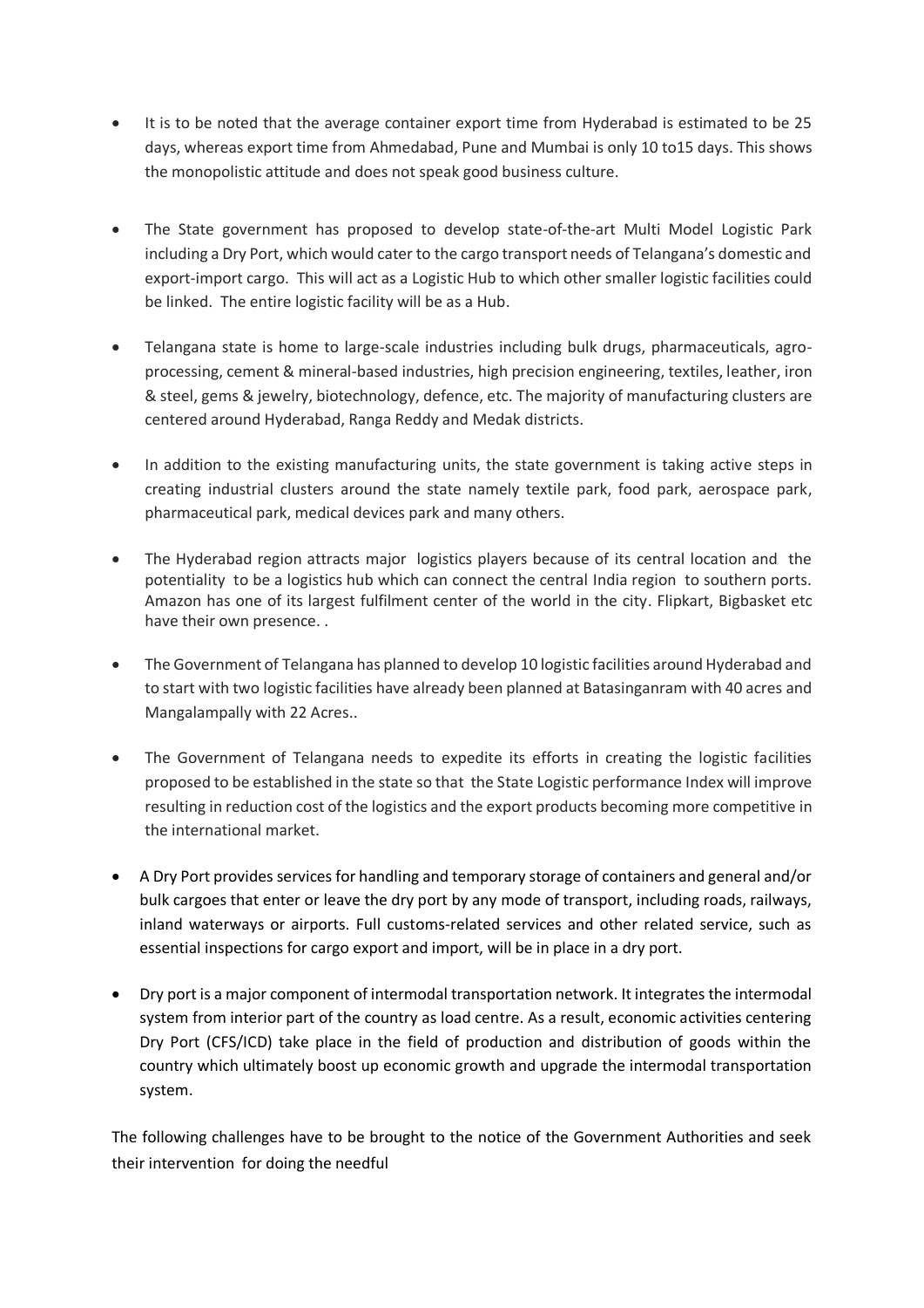- It is to be noted that the average container export time from Hyderabad is estimated to be 25 days, whereas export time from Ahmedabad, Pune and Mumbai is only 10 to15 days. This shows the monopolistic attitude and does not speak good business culture.

- The State government has proposed to develop state-of-the-art Multi Model Logistic Park including a Dry Port, which would cater to the cargo transport needs of Telangana's domestic and export-import cargo. This will act as a Logistic Hub to which other smaller logistic facilities could be linked. The entire logistic facility will be as a Hub.

- Telangana state is home to large-scale industries including bulk drugs, pharmaceuticals, agro-processing, cement & mineral-based industries, high precision engineering, textiles, leather, iron & steel, gems & jewelry, biotechnology, defence, etc. The majority of manufacturing clusters are centered around Hyderabad, Ranga Reddy and Medak districts.

- In addition to the existing manufacturing units, the state government is taking active steps in creating industrial clusters around the state namely textile park, food park, aerospace park, pharmaceutical park, medical devices park and many others.

- The Hyderabad region attracts major logistics players because of its central location and the potentiality to be a logistics hub which can connect the central India region to southern ports. Amazon has one of its largest fulfilment center of the world in the city. Flipkart, Bigbasket etc have their own presence. .

- The Government of Telangana has planned to develop 10 logistic facilities around Hyderabad and to start with two logistic facilities have already been planned at Batasinganram with 40 acres and Mangalampally with 22 Acres..

- The Government of Telangana needs to expedite its efforts in creating the logistic facilities proposed to be established in the state so that the State Logistic performance Index will improve resulting in reduction cost of the logistics and the export products becoming more competitive in the international market.

- A Dry Port provides services for handling and temporary storage of containers and general and/or bulk cargoes that enter or leave the dry port by any mode of transport, including roads, railways, inland waterways or airports. Full customs-related services and other related service, such as essential inspections for cargo export and import, will be in place in a dry port.

- Dry port is a major component of intermodal transportation network. It integrates the intermodal system from interior part of the country as load centre. As a result, economic activities centering Dry Port (CFS/ICD) take place in the field of production and distribution of goods within the country which ultimately boost up economic growth and upgrade the intermodal transportation system.

The following challenges have to be brought to the notice of the Government Authorities and seek their intervention for doing the needful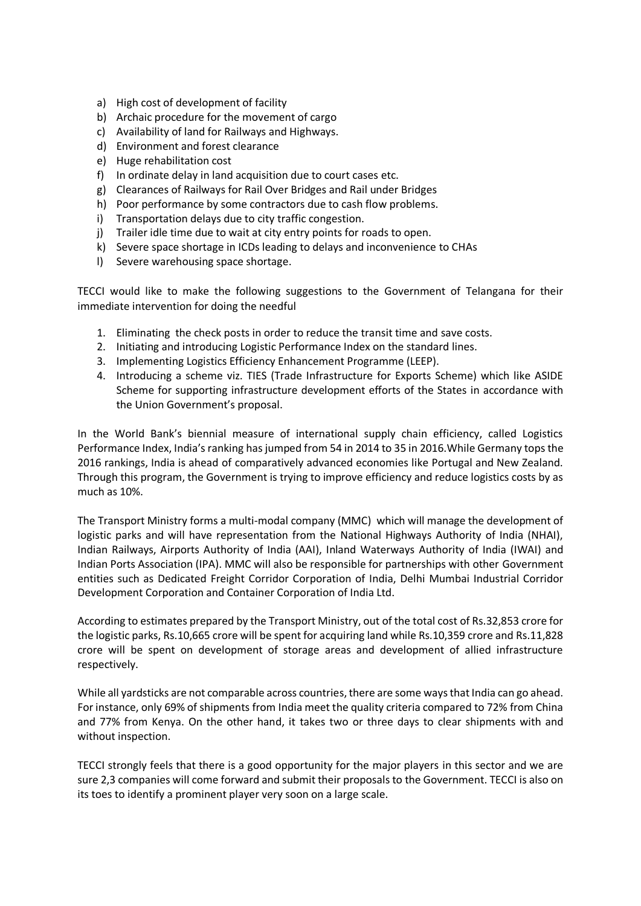a) High cost of development of facility
b) Archaic procedure for the movement of cargo
c) Availability of land for Railways and Highways.
d) Environment and forest clearance
e) Huge rehabilitation cost
f) In ordinate delay in land acquisition due to court cases etc.
g) Clearances of Railways for Rail Over Bridges and Rail under Bridges
h) Poor performance by some contractors due to cash flow problems.
i) Transportation delays due to city traffic congestion.
j) Trailer idle time due to wait at city entry points for roads to open.
k) Severe space shortage in ICDs leading to delays and inconvenience to CHAs
l) Severe warehousing space shortage.

TECCI would like to make the following suggestions to the Government of Telangana for their immediate intervention for doing the needful

1. Eliminating the check posts in order to reduce the transit time and save costs.
2. Initiating and introducing Logistic Performance Index on the standard lines.
3. Implementing Logistics Efficiency Enhancement Programme (LEEP).
4. Introducing a scheme viz. TIES (Trade Infrastructure for Exports Scheme) which like ASIDE Scheme for supporting infrastructure development efforts of the States in accordance with the Union Government's proposal.

In the World Bank's biennial measure of international supply chain efficiency, called Logistics Performance Index, India's ranking has jumped from 54 in 2014 to 35 in 2016.While Germany tops the 2016 rankings, India is ahead of comparatively advanced economies like Portugal and New Zealand. Through this program, the Government is trying to improve efficiency and reduce logistics costs by as much as 10%.

The Transport Ministry forms a multi-modal company (MMC) which will manage the development of logistic parks and will have representation from the National Highways Authority of India (NHAI), Indian Railways, Airports Authority of India (AAI), Inland Waterways Authority of India (IWAI) and Indian Ports Association (IPA). MMC will also be responsible for partnerships with other Government entities such as Dedicated Freight Corridor Corporation of India, Delhi Mumbai Industrial Corridor Development Corporation and Container Corporation of India Ltd.

According to estimates prepared by the Transport Ministry, out of the total cost of Rs.32,853 crore for the logistic parks, Rs.10,665 crore will be spent for acquiring land while Rs.10,359 crore and Rs.11,828 crore will be spent on development of storage areas and development of allied infrastructure respectively.

While all yardsticks are not comparable across countries, there are some ways that India can go ahead. For instance, only 69% of shipments from India meet the quality criteria compared to 72% from China and 77% from Kenya. On the other hand, it takes two or three days to clear shipments with and without inspection.

TECCI strongly feels that there is a good opportunity for the major players in this sector and we are sure 2,3 companies will come forward and submit their proposals to the Government. TECCI is also on its toes to identify a prominent player very soon on a large scale.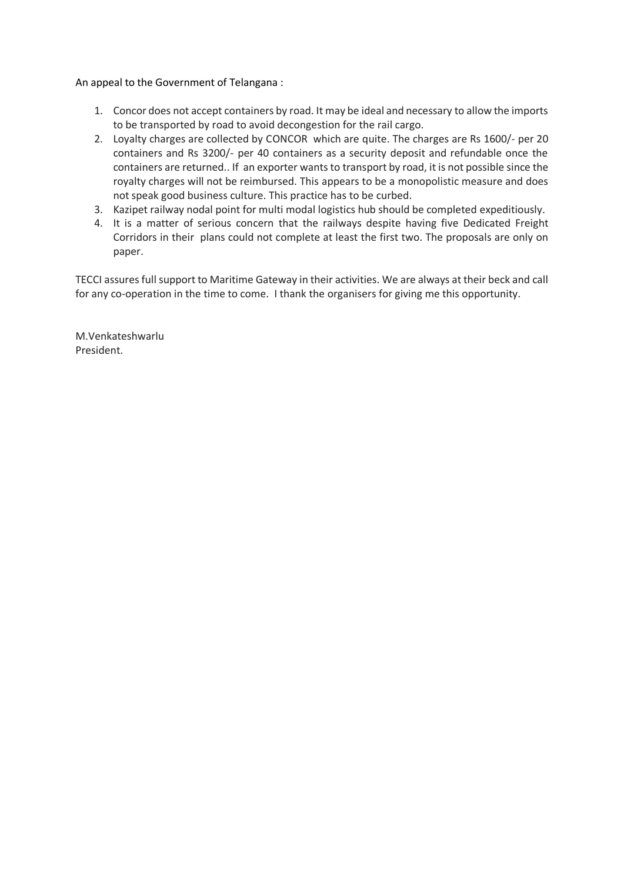An appeal to the Government of Telangana :

1. Concor does not accept containers by road. It may be ideal and necessary to allow the imports to be transported by road to avoid decongestion for the rail cargo.
2. Loyalty charges are collected by CONCOR which are quite. The charges are Rs 1600/- per 20 containers and Rs 3200/- per 40 containers as a security deposit and refundable once the containers are returned.. If an exporter wants to transport by road, it is not possible since the royalty charges will not be reimbursed. This appears to be a monopolistic measure and does not speak good business culture. This practice has to be curbed.
3. Kazipet railway nodal point for multi modal logistics hub should be completed expeditiously.
4. It is a matter of serious concern that the railways despite having five Dedicated Freight Corridors in their plans could not complete at least the first two. The proposals are only on paper.

TECCI assures full support to Maritime Gateway in their activities. We are always at their beck and call for any co-operation in the time to come. I thank the organisers for giving me this opportunity.

M.Venkateshwarlu
President.